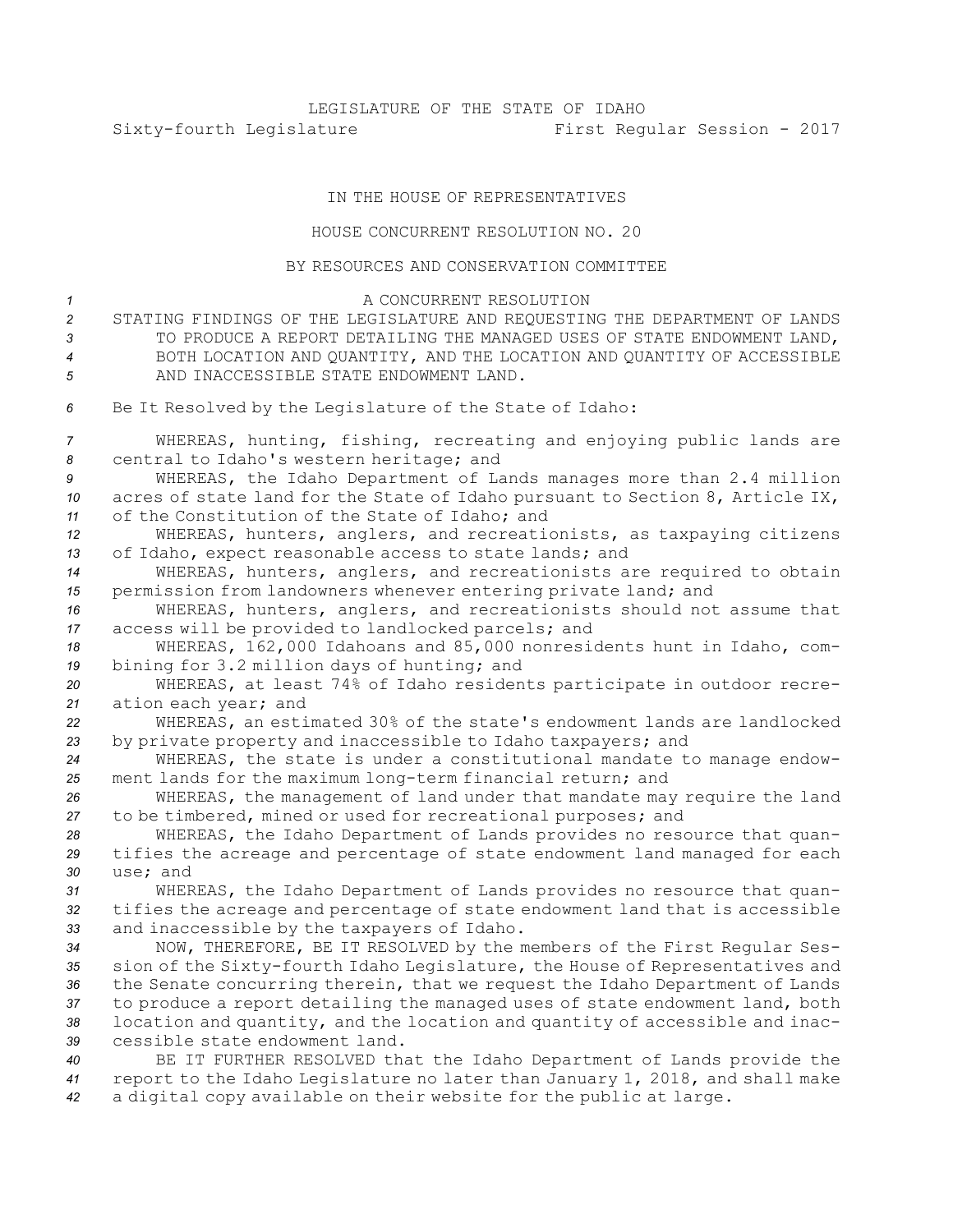LEGISLATURE OF THE STATE OF IDAHO

Sixty-fourth Legislature First Regular Session - 2017

IN THE HOUSE OF REPRESENTATIVES

HOUSE CONCURRENT RESOLUTION NO. 20

BY RESOURCES AND CONSERVATION COMMITTEE

A CONCURRENT RESOLUTION

STATING FINDINGS OF THE LEGISLATURE AND REQUESTING THE DEPARTMENT OF LANDS TO PRODUCE A REPORT DETAILING THE MANAGED USES OF STATE ENDOWMENT LAND, BOTH LOCATION AND QUANTITY, AND THE LOCATION AND QUANTITY OF ACCESSIBLE AND INACCESSIBLE STATE ENDOWMENT LAND.

Be It Resolved by the Legislature of the State of Idaho:

WHEREAS, hunting, fishing, recreating and enjoying public lands are central to Idaho's western heritage; and

WHEREAS, the Idaho Department of Lands manages more than 2.4 million acres of state land for the State of Idaho pursuant to Section 8, Article IX, of the Constitution of the State of Idaho; and

WHEREAS, hunters, anglers, and recreationists, as taxpaying citizens of Idaho, expect reasonable access to state lands; and

WHEREAS, hunters, anglers, and recreationists are required to obtain permission from landowners whenever entering private land; and

WHEREAS, hunters, anglers, and recreationists should not assume that access will be provided to landlocked parcels; and

WHEREAS, 162,000 Idahoans and 85,000 nonresidents hunt in Idaho, combining for 3.2 million days of hunting; and

WHEREAS, at least 74% of Idaho residents participate in outdoor recreation each year; and

WHEREAS, an estimated 30% of the state's endowment lands are landlocked by private property and inaccessible to Idaho taxpayers; and

WHEREAS, the state is under a constitutional mandate to manage endowment lands for the maximum long-term financial return; and

WHEREAS, the management of land under that mandate may require the land to be timbered, mined or used for recreational purposes; and

WHEREAS, the Idaho Department of Lands provides no resource that quantifies the acreage and percentage of state endowment land managed for each use; and

WHEREAS, the Idaho Department of Lands provides no resource that quantifies the acreage and percentage of state endowment land that is accessible and inaccessible by the taxpayers of Idaho.

NOW, THEREFORE, BE IT RESOLVED by the members of the First Regular Session of the Sixty-fourth Idaho Legislature, the House of Representatives and the Senate concurring therein, that we request the Idaho Department of Lands to produce a report detailing the managed uses of state endowment land, both location and quantity, and the location and quantity of accessible and inaccessible state endowment land.

BE IT FURTHER RESOLVED that the Idaho Department of Lands provide the report to the Idaho Legislature no later than January 1, 2018, and shall make a digital copy available on their website for the public at large.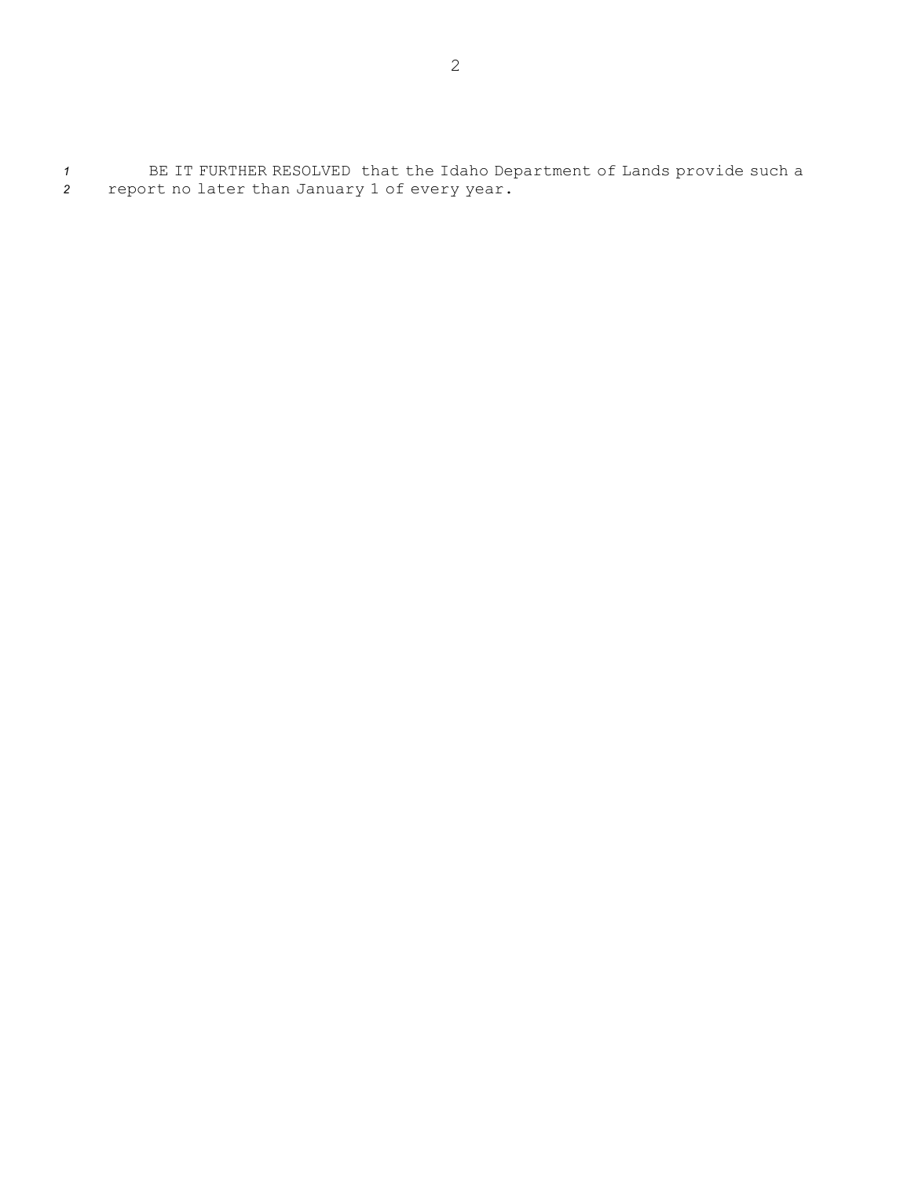BE IT FURTHER RESOLVED that the Idaho Department of Lands provide such a report no later than January 1 of every year.